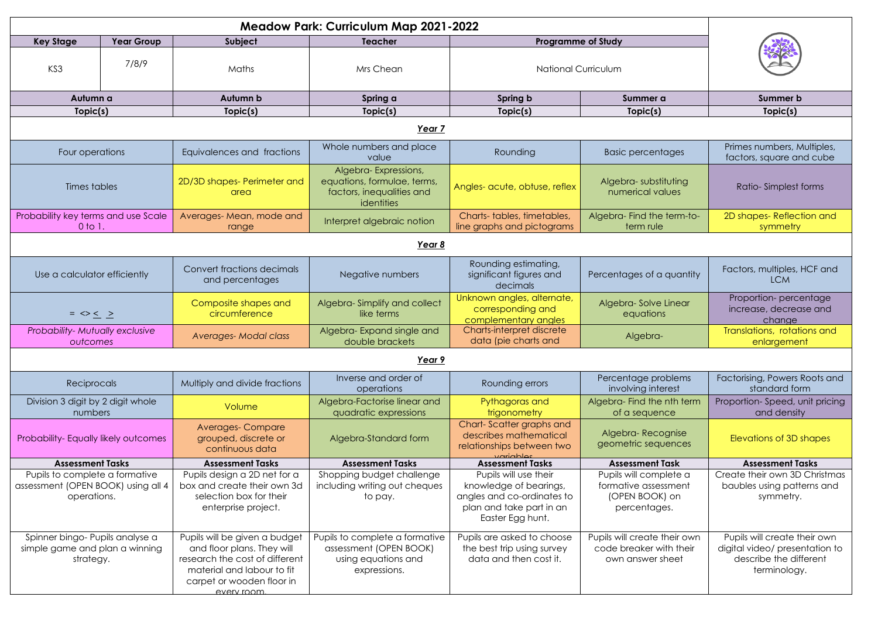# Meadow Park: Curriculum Map 2021-2022

| Key Stage | Year Group | Subject | Teacher | Programme of Study |
|---|---|---|---|---|
| KS3 | 7/8/9 | Maths | Mrs Chean | National Curriculum |

| Autumn a | Autumn b | Spring a | Spring b | Summer a | Summer b |
|---|---|---|---|---|---|
| **Topic(s)** | **Topic(s)** | **Topic(s)** | **Topic(s)** | **Topic(s)** | **Topic(s)** |
| ***Year 7*** | | | | | |
| Four operations | Equivalences and fractions | Whole numbers and place value | Rounding | Basic percentages | Primes numbers, Multiples, factors, square and cube |
| Times tables | 2D/3D shapes- Perimeter and area | Algebra- Expressions, equations, formulae, terms, factors, inequalities and identities | Angles- acute, obtuse, reflex | Algebra- substituting numerical values | Ratio- Simplest forms |
| Probability key terms and use Scale 0 to 1. | Averages- Mean, mode and range | Interpret algebraic notion | Charts- tables, timetables, line graphs and pictograms | Algebra- Find the term-to-term rule | 2D shapes- Reflection and symmetry |
| ***Year 8*** | | | | | |
| Use a calculator efficiently | Convert fractions decimals and percentages | Negative numbers | Rounding estimating, significant figures and decimals | Percentages of a quantity | Factors, multiples, HCF and LCM |
| $= \;<>\; \leq \;\geq$ | Composite shapes and circumference | Algebra- Simplify and collect like terms | Unknown angles, alternate, corresponding and complementary angles | Algebra- Solve Linear equations | Proportion- percentage increase, decrease and change |
| *Probability- Mutually exclusive outcomes* | *Averages- Modal class* | Algebra- Expand single and double brackets | Charts-interpret discrete data (pie charts and | Algebra- | Translations, rotations and enlargement |
| ***Year 9*** | | | | | |
| Reciprocals | Multiply and divide fractions | Inverse and order of operations | Rounding errors | Percentage problems involving interest | Factorising, Powers Roots and standard form |
| Division 3 digit by 2 digit whole numbers | Volume | Algebra-Factorise linear and quadratic expressions | Pythagoras and trigonometry | Algebra- Find the nth term of a sequence | Proportion- Speed, unit pricing and density |
| Probability- Equally likely outcomes | Averages- Compare grouped, discrete or continuous data | Algebra-Standard form | Chart- Scatter graphs and describes mathematical relationships between two variables | Algebra- Recognise geometric sequences | Elevations of 3D shapes |
| **Assessment Tasks** | **Assessment Tasks** | **Assessment Tasks** | **Assessment Tasks** | **Assessment Task** | **Assessment Tasks** |
| Pupils to complete a formative assessment (OPEN BOOK) using all 4 operations. | Pupils design a 2D net for a box and create their own 3d selection box for their enterprise project. | Shopping budget challenge including writing out cheques to pay. | Pupils will use their knowledge of bearings, angles and co-ordinates to plan and take part in an Easter Egg hunt. | Pupils will complete a formative assessment (OPEN BOOK) on percentages. | Create their own 3D Christmas baubles using patterns and symmetry. |
| Spinner bingo- Pupils analyse a simple game and plan a winning strategy. | Pupils will be given a budget and floor plans. They will research the cost of different material and labour to fit carpet or wooden floor in every room. | Pupils to complete a formative assessment (OPEN BOOK) using equations and expressions. | Pupils are asked to choose the best trip using survey data and then cost it. | Pupils will create their own code breaker with their own answer sheet | Pupils will create their own digital video/ presentation to describe the different terminology. |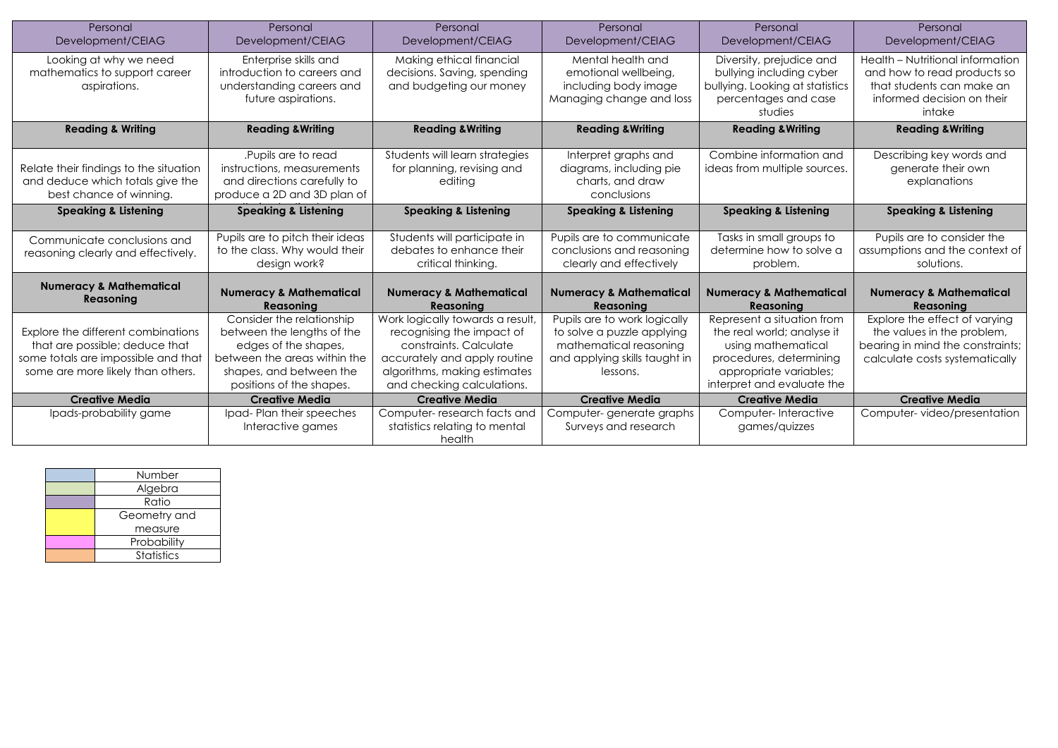| Personal Development/CEIAG | Personal Development/CEIAG | Personal Development/CEIAG | Personal Development/CEIAG | Personal Development/CEIAG | Personal Development/CEIAG |
|---|---|---|---|---|---|
| Looking at why we need mathematics to support career aspirations. | Enterprise skills and introduction to careers and understanding careers and future aspirations. | Making ethical financial decisions. Saving, spending and budgeting our money | Mental health and emotional wellbeing, including body image Managing change and loss | Diversity, prejudice and bullying including cyber bullying. Looking at statistics percentages and case studies | Health – Nutritional information and how to read products so that students can make an informed decision on their intake |
| **Reading & Writing** | **Reading &Writing** | **Reading &Writing** | **Reading &Writing** | **Reading &Writing** | **Reading &Writing** |
| Relate their findings to the situation and deduce which totals give the best chance of winning. | .Pupils are to read instructions, measurements and directions carefully to produce a 2D and 3D plan of | Students will learn strategies for planning, revising and editing | Interpret graphs and diagrams, including pie charts, and draw conclusions | Combine information and ideas from multiple sources. | Describing key words and generate their own explanations |
| **Speaking & Listening** | **Speaking & Listening** | **Speaking & Listening** | **Speaking & Listening** | **Speaking & Listening** | **Speaking & Listening** |
| Communicate conclusions and reasoning clearly and effectively. | Pupils are to pitch their ideas to the class. Why would their design work? | Students will participate in debates to enhance their critical thinking. | Pupils are to communicate conclusions and reasoning clearly and effectively | Tasks in small groups to determine how to solve a problem. | Pupils are to consider the assumptions and the context of solutions. |
| **Numeracy & Mathematical Reasoning** | **Numeracy & Mathematical Reasoning** | **Numeracy & Mathematical Reasoning** | **Numeracy & Mathematical Reasoning** | **Numeracy & Mathematical Reasoning** | **Numeracy & Mathematical Reasoning** |
| Explore the different combinations that are possible; deduce that some totals are impossible and that some are more likely than others. | Consider the relationship between the lengths of the edges of the shapes, between the areas within the shapes, and between the positions of the shapes. | Work logically towards a result, recognising the impact of constraints. Calculate accurately and apply routine algorithms, making estimates and checking calculations. | Pupils are to work logically to solve a puzzle applying mathematical reasoning and applying skills taught in lessons. | Represent a situation from the real world; analyse it using mathematical procedures, determining appropriate variables; interpret and evaluate the | Explore the effect of varying the values in the problem, bearing in mind the constraints; calculate costs systematically |
| **Creative Media** | **Creative Media** | **Creative Media** | **Creative Media** | **Creative Media** | **Creative Media** |
| Ipads-probability game | Ipad- Plan their speeches Interactive games | Computer- research facts and statistics relating to mental health | Computer- generate graphs Surveys and research | Computer- Interactive games/quizzes | Computer- video/presentation |

| | |
|---|---|
| | Number |
| | Algebra |
| | Ratio |
| | Geometry and measure |
| | Probability |
| | Statistics |